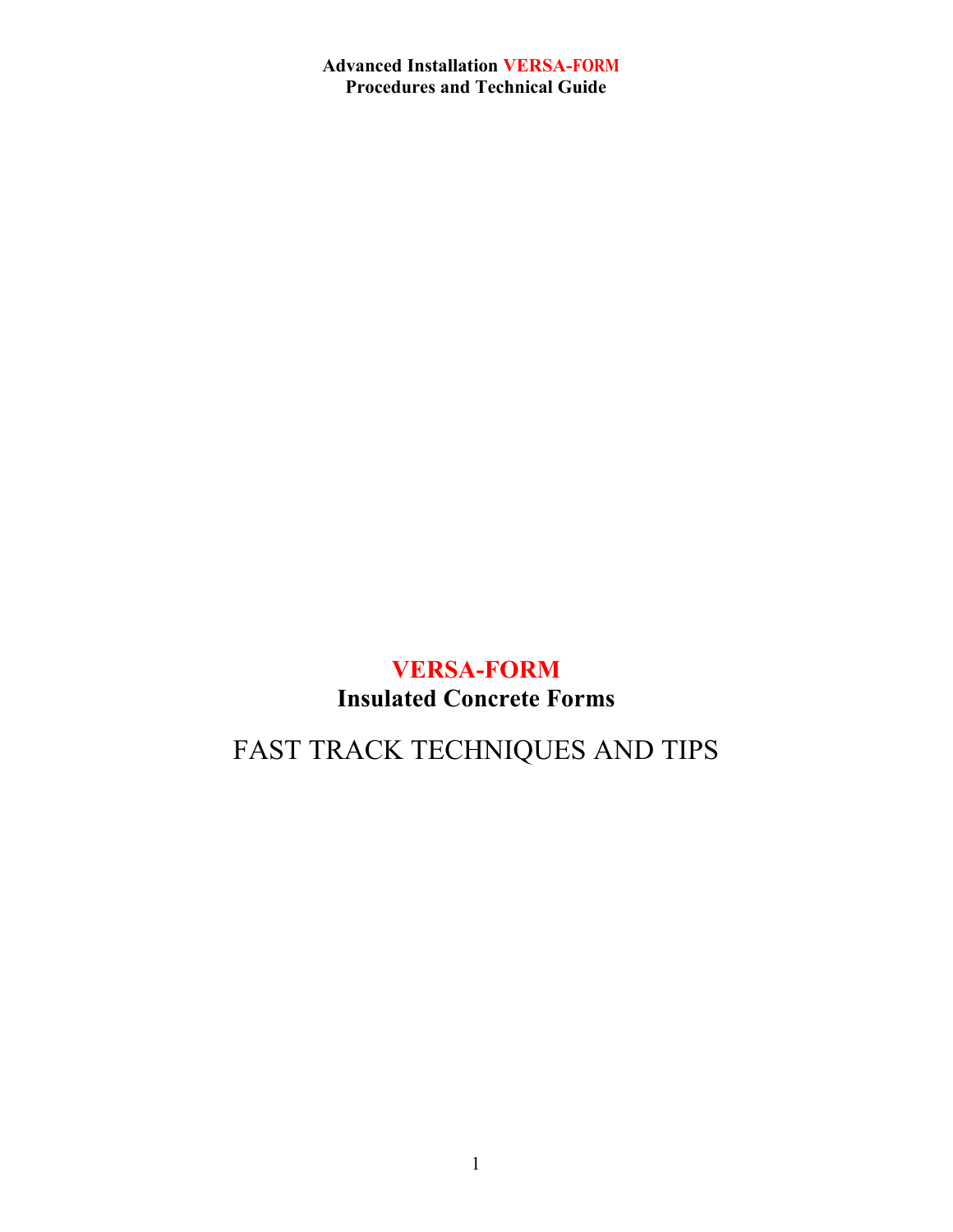**Advanced Installation VERSA-FORM**
**Procedures and Technical Guide**

# VERSA-FORM

## Insulated Concrete Forms

# FAST TRACK TECHNIQUES AND TIPS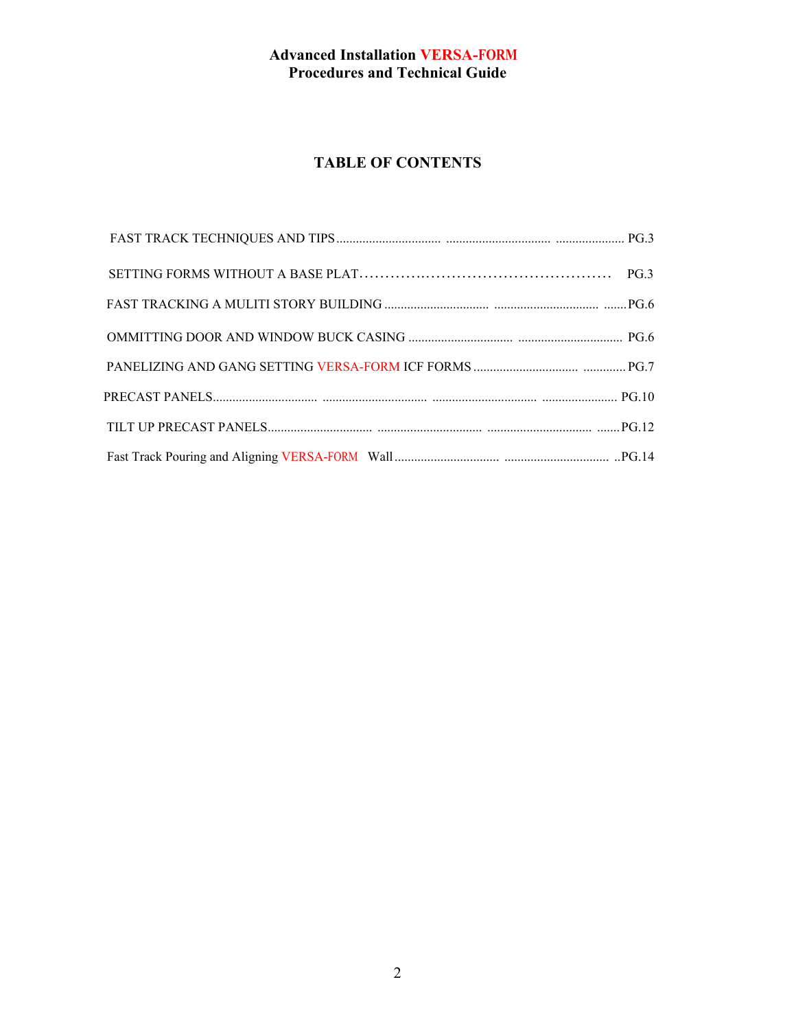**Advanced Installation VERSA-FORM**
**Procedures and Technical Guide**

# TABLE OF CONTENTS

FAST TRACK TECHNIQUES AND TIPS ................................ ................................ ..................... PG.3

SETTING FORMS WITHOUT A BASE PLAT................................................ PG.3

FAST TRACKING A MULITI STORY BUILDING ................................ ................................ .......PG.6

OMMITTING DOOR AND WINDOW BUCK CASING ................................ ................................ PG.6

PANELIZING AND GANG SETTING VERSA-FORM ICF FORMS ............................... .............PG.7

PRECAST PANELS................................ ................................ ................................ ....................... PG.10

TILT UP PRECAST PANELS................................ ................................ ................................ .......PG.12

Fast Track Pouring and Aligning VERSA-FORM Wall ................................ ................................ ..PG.14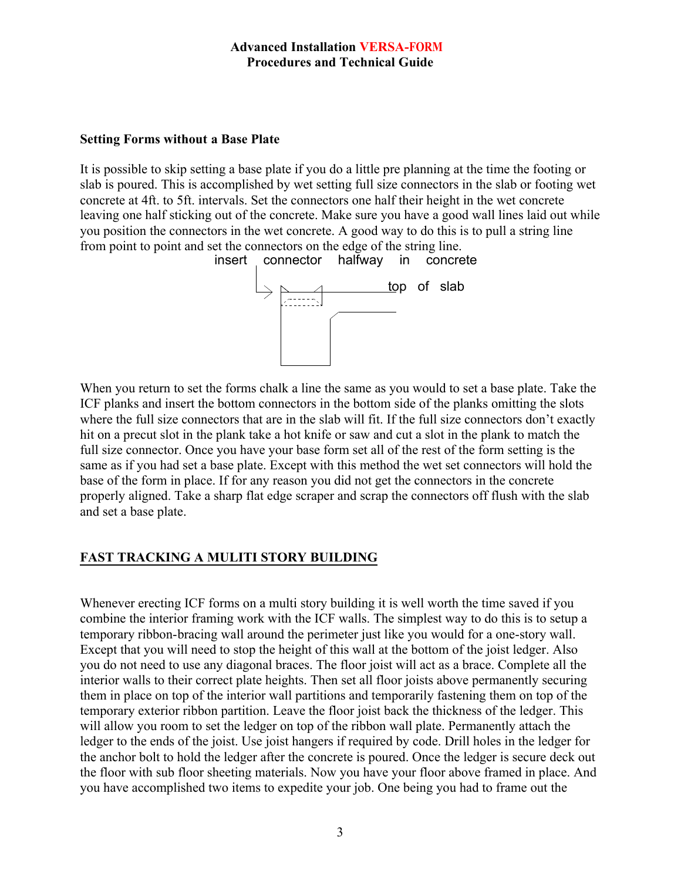**Setting Forms without a Base Plate**

It is possible to skip setting a base plate if you do a little pre planning at the time the footing or slab is poured. This is accomplished by wet setting full size connectors in the slab or footing wet concrete at 4ft. to 5ft. intervals. Set the connectors one half their height in the wet concrete leaving one half sticking out of the concrete. Make sure you have a good wall lines laid out while you position the connectors in the wet concrete. A good way to do this is to pull a string line from point to point and set the connectors on the edge of the string line.

insert connector halfway in concrete

top of slab

When you return to set the forms chalk a line the same as you would to set a base plate. Take the ICF planks and insert the bottom connectors in the bottom side of the planks omitting the slots where the full size connectors that are in the slab will fit. If the full size connectors don't exactly hit on a precut slot in the plank take a hot knife or saw and cut a slot in the plank to match the full size connector. Once you have your base form set all of the rest of the form setting is the same as if you had set a base plate. Except with this method the wet set connectors will hold the base of the form in place. If for any reason you did not get the connectors in the concrete properly aligned. Take a sharp flat edge scraper and scrap the connectors off flush with the slab and set a base plate.

## FAST TRACKING A MULITI STORY BUILDING

Whenever erecting ICF forms on a multi story building it is well worth the time saved if you combine the interior framing work with the ICF walls. The simplest way to do this is to setup a temporary ribbon-bracing wall around the perimeter just like you would for a one-story wall. Except that you will need to stop the height of this wall at the bottom of the joist ledger. Also you do not need to use any diagonal braces. The floor joist will act as a brace. Complete all the interior walls to their correct plate heights. Then set all floor joists above permanently securing them in place on top of the interior wall partitions and temporarily fastening them on top of the temporary exterior ribbon partition. Leave the floor joist back the thickness of the ledger. This will allow you room to set the ledger on top of the ribbon wall plate. Permanently attach the ledger to the ends of the joist. Use joist hangers if required by code. Drill holes in the ledger for the anchor bolt to hold the ledger after the concrete is poured. Once the ledger is secure deck out the floor with sub floor sheeting materials. Now you have your floor above framed in place. And you have accomplished two items to expedite your job. One being you had to frame out the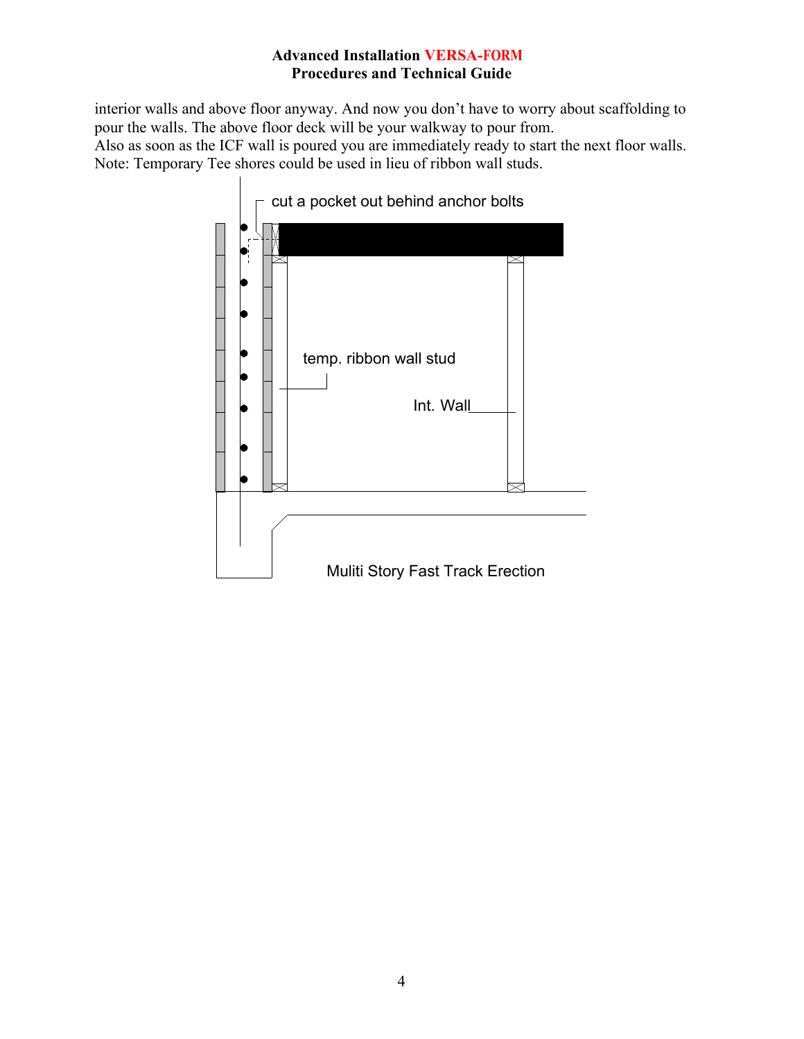interior walls and above floor anyway. And now you don't have to worry about scaffolding to pour the walls. The above floor deck will be your walkway to pour from.
Also as soon as the ICF wall is poured you are immediately ready to start the next floor walls.
Note: Temporary Tee shores could be used in lieu of ribbon wall studs.

cut a pocket out behind anchor bolts

temp. ribbon wall stud

Int. Wall

Muliti Story Fast Track Erection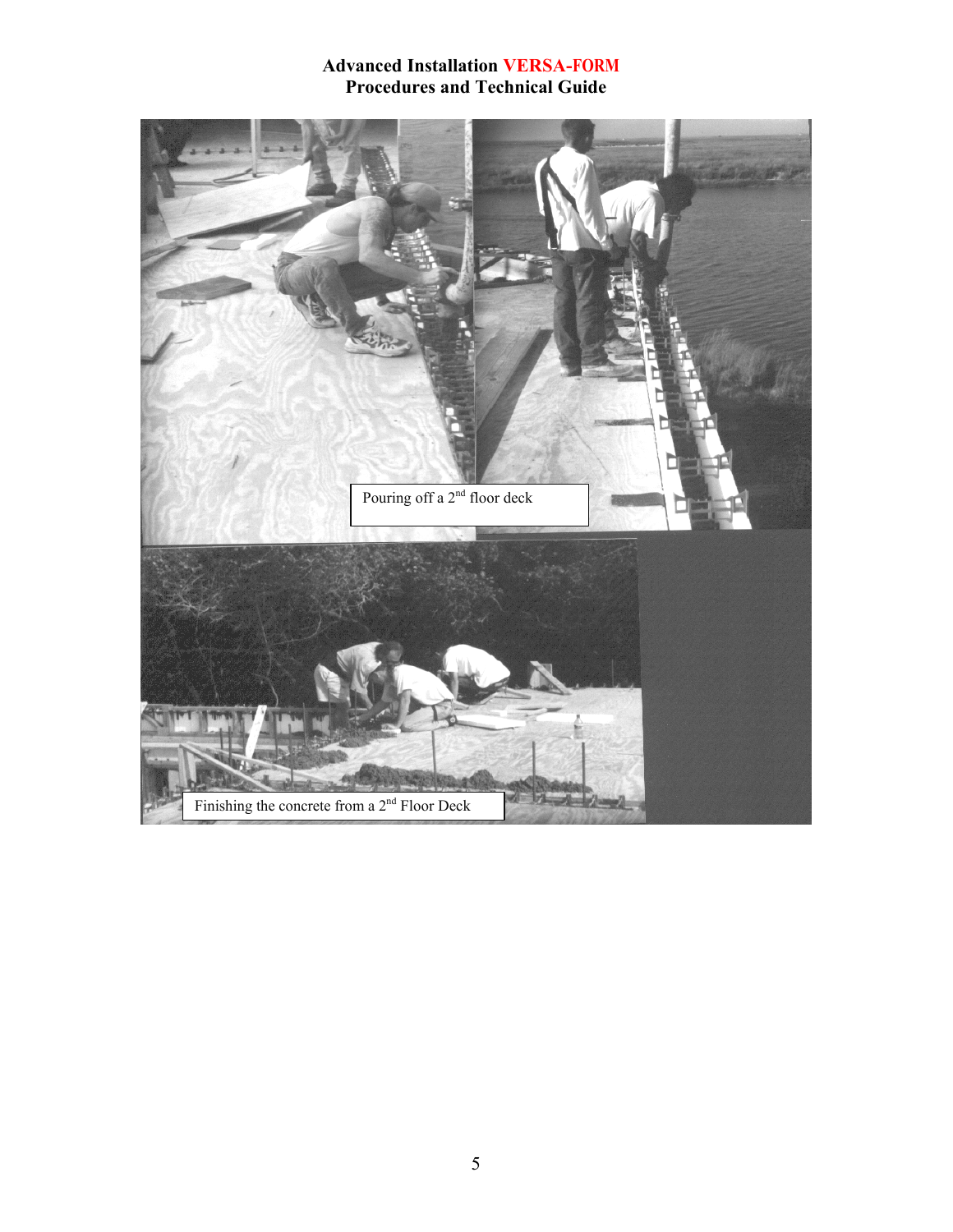Pouring off a 2nd floor deck

Finishing the concrete from a 2nd Floor Deck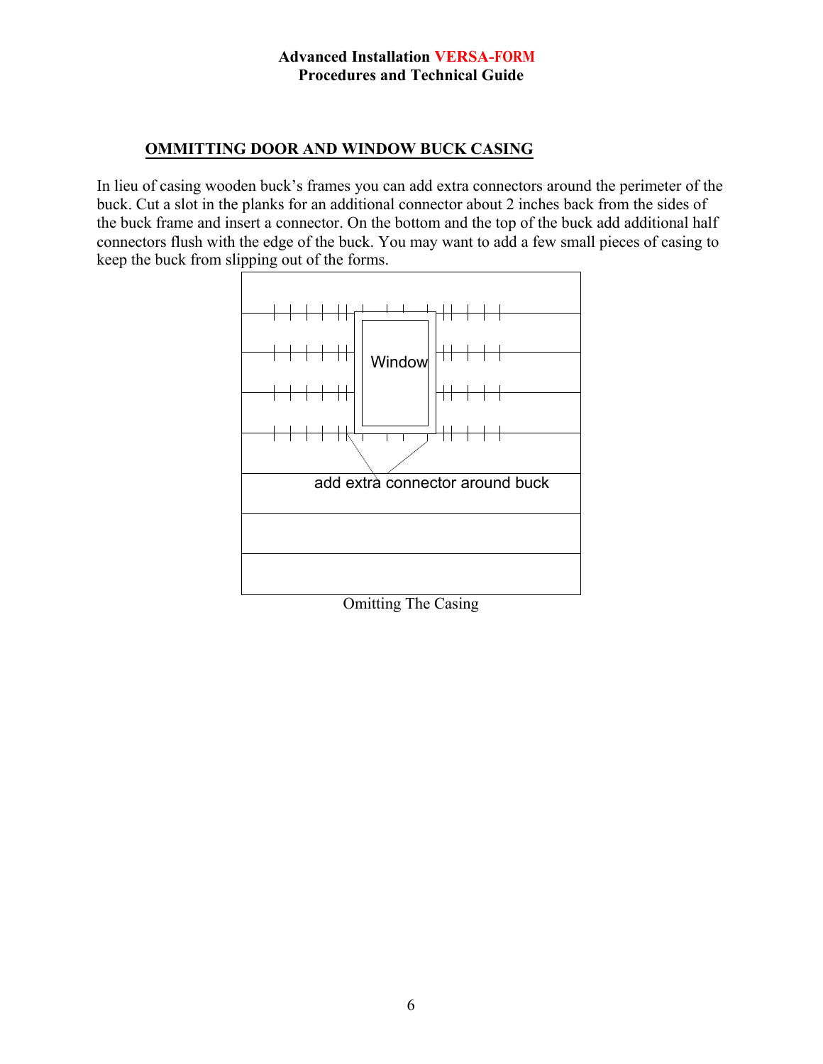## OMMITTING DOOR AND WINDOW BUCK CASING

In lieu of casing wooden buck's frames you can add extra connectors around the perimeter of the buck. Cut a slot in the planks for an additional connector about 2 inches back from the sides of the buck frame and insert a connector. On the bottom and the top of the buck add additional half connectors flush with the edge of the buck. You may want to add a few small pieces of casing to keep the buck from slipping out of the forms.

Window

add extra connector around buck

Omitting The Casing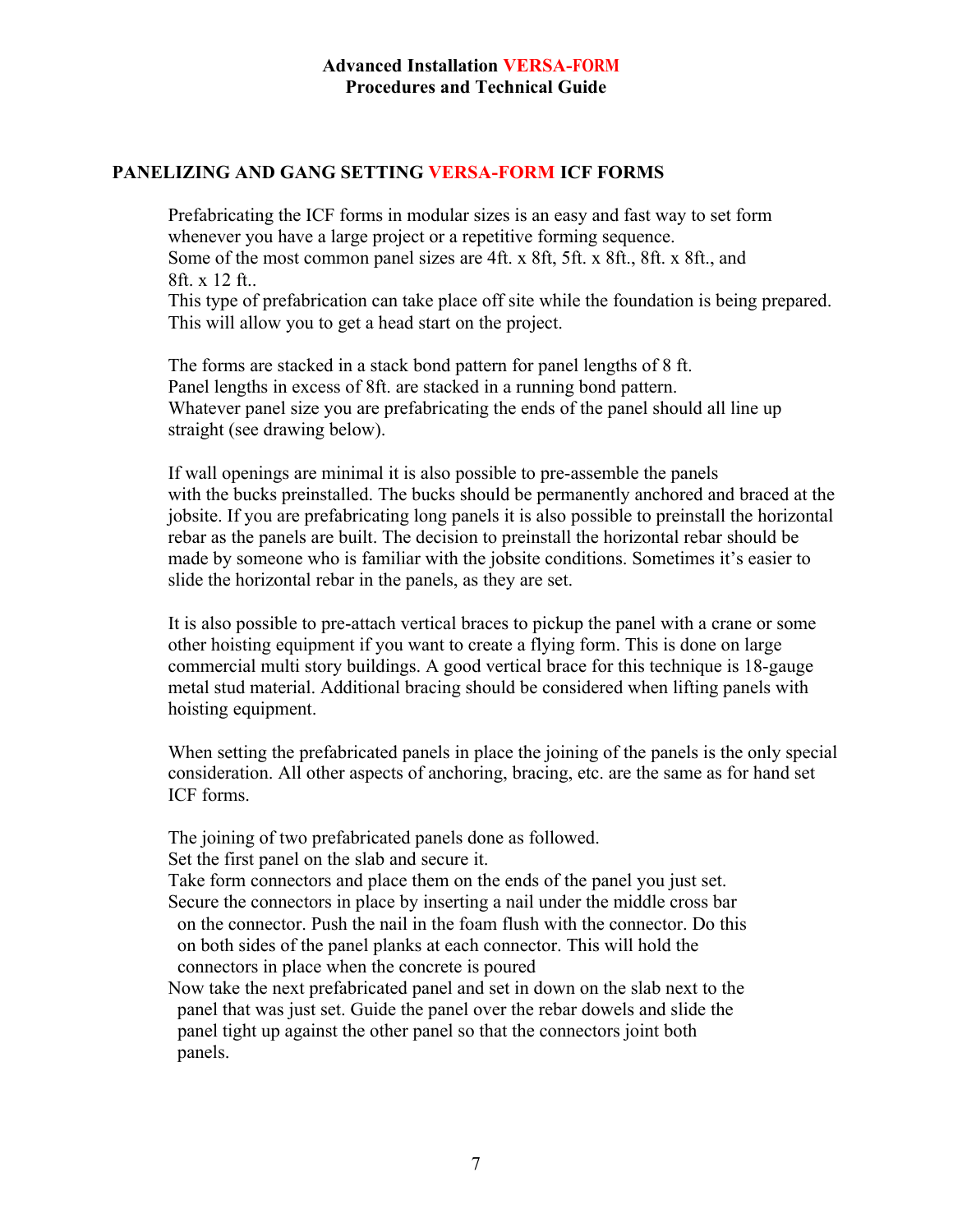## PANELIZING AND GANG SETTING VERSA-FORM ICF FORMS

Prefabricating the ICF forms in modular sizes is an easy and fast way to set form whenever you have a large project or a repetitive forming sequence.
Some of the most common panel sizes are 4ft. x 8ft, 5ft. x 8ft., 8ft. x 8ft., and 8ft. x 12 ft..
This type of prefabrication can take place off site while the foundation is being prepared. This will allow you to get a head start on the project.

The forms are stacked in a stack bond pattern for panel lengths of 8 ft.
Panel lengths in excess of 8ft. are stacked in a running bond pattern.
Whatever panel size you are prefabricating the ends of the panel should all line up straight (see drawing below).

If wall openings are minimal it is also possible to pre-assemble the panels with the bucks preinstalled. The bucks should be permanently anchored and braced at the jobsite. If you are prefabricating long panels it is also possible to preinstall the horizontal rebar as the panels are built. The decision to preinstall the horizontal rebar should be made by someone who is familiar with the jobsite conditions. Sometimes it's easier to slide the horizontal rebar in the panels, as they are set.

It is also possible to pre-attach vertical braces to pickup the panel with a crane or some other hoisting equipment if you want to create a flying form. This is done on large commercial multi story buildings. A good vertical brace for this technique is 18-gauge metal stud material. Additional bracing should be considered when lifting panels with hoisting equipment.

When setting the prefabricated panels in place the joining of the panels is the only special consideration. All other aspects of anchoring, bracing, etc. are the same as for hand set ICF forms.

The joining of two prefabricated panels done as followed.
Set the first panel on the slab and secure it.
Take form connectors and place them on the ends of the panel you just set.
Secure the connectors in place by inserting a nail under the middle cross bar on the connector. Push the nail in the foam flush with the connector. Do this on both sides of the panel planks at each connector. This will hold the connectors in place when the concrete is poured
Now take the next prefabricated panel and set in down on the slab next to the panel that was just set. Guide the panel over the rebar dowels and slide the panel tight up against the other panel so that the connectors joint both panels.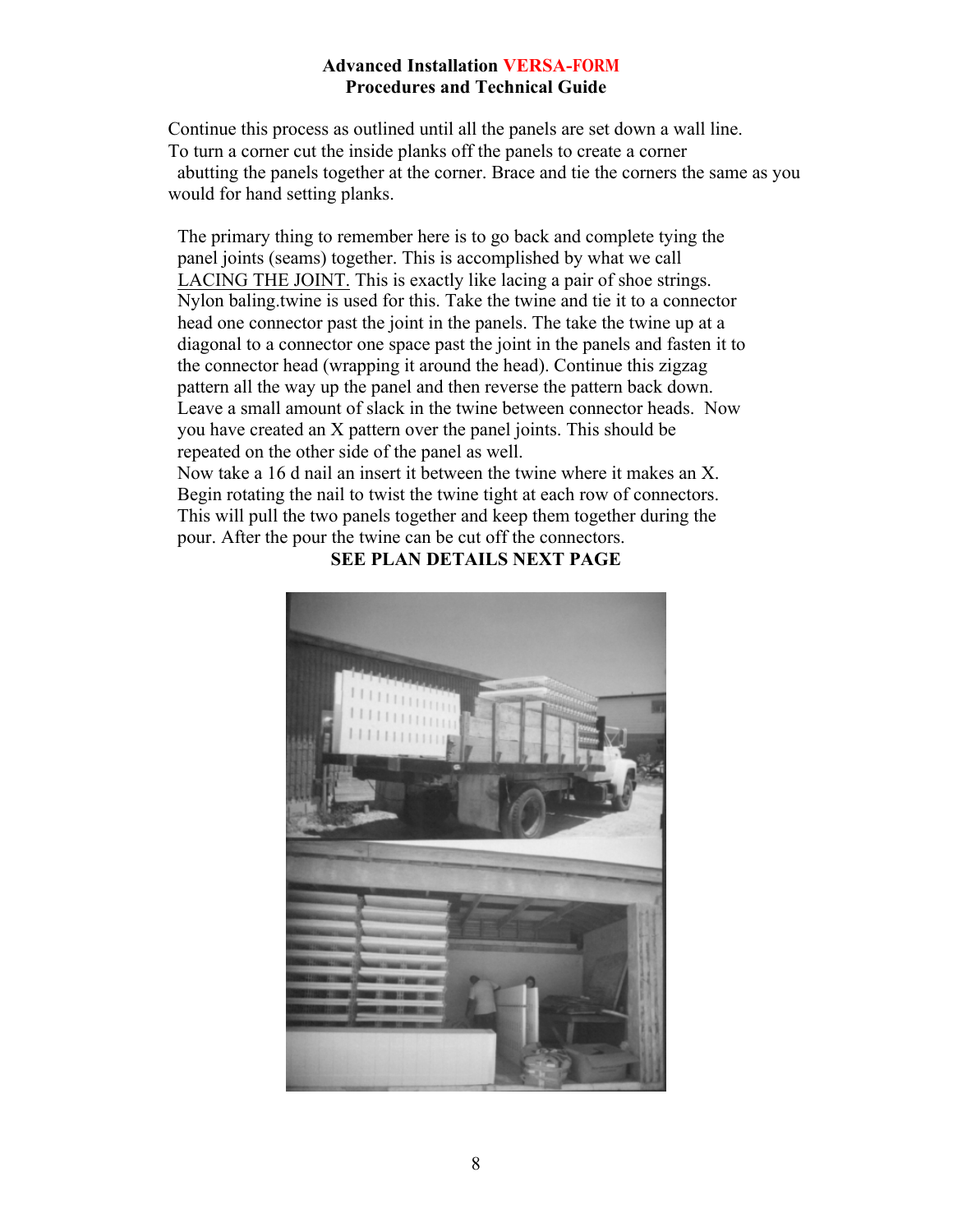**Advanced Installation VERSA-FORM Procedures and Technical Guide**

Continue this process as outlined until all the panels are set down a wall line. To turn a corner cut the inside planks off the panels to create a corner abutting the panels together at the corner. Brace and tie the corners the same as you would for hand setting planks.

The primary thing to remember here is to go back and complete tying the panel joints (seams) together. This is accomplished by what we call LACING THE JOINT. This is exactly like lacing a pair of shoe strings. Nylon baling.twine is used for this. Take the twine and tie it to a connector head one connector past the joint in the panels. The take the twine up at a diagonal to a connector one space past the joint in the panels and fasten it to the connector head (wrapping it around the head). Continue this zigzag pattern all the way up the panel and then reverse the pattern back down. Leave a small amount of slack in the twine between connector heads. Now you have created an X pattern over the panel joints. This should be repeated on the other side of the panel as well.
Now take a 16 d nail an insert it between the twine where it makes an X. Begin rotating the nail to twist the twine tight at each row of connectors. This will pull the two panels together and keep them together during the pour. After the pour the twine can be cut off the connectors.

**SEE PLAN DETAILS NEXT PAGE**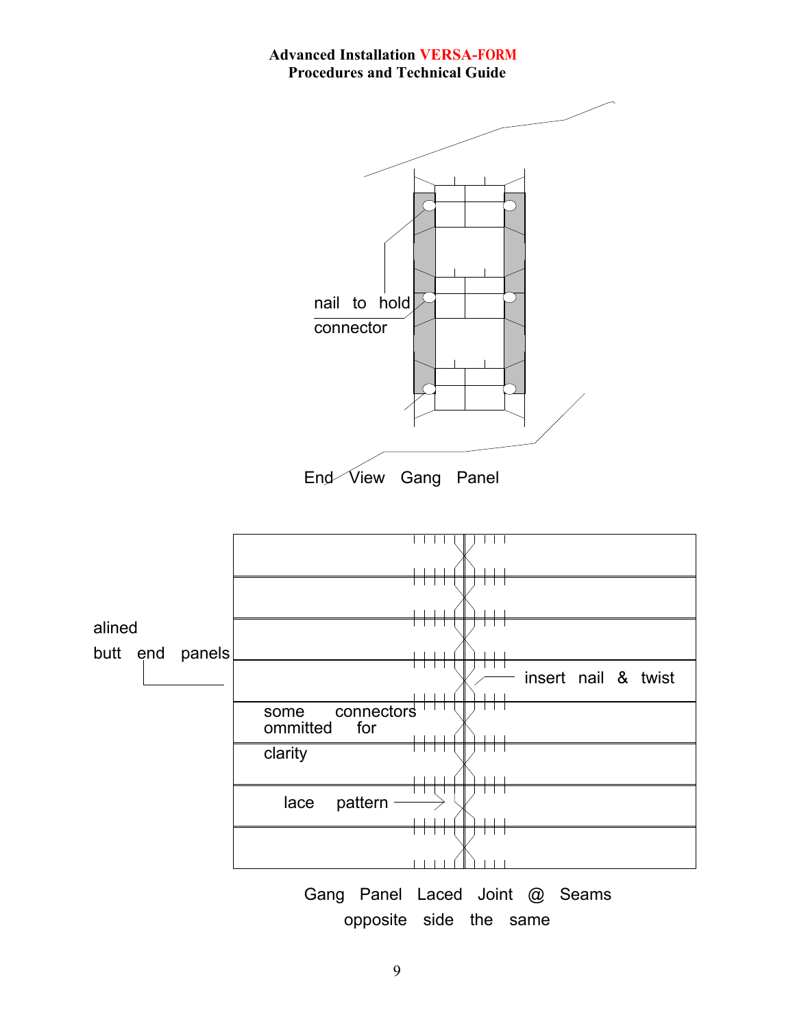nail to hold connector

End View Gang Panel

alined butt end panels

insert nail & twist

some connectors ommitted for clarity

lace pattern

Gang Panel Laced Joint @ Seams
opposite side the same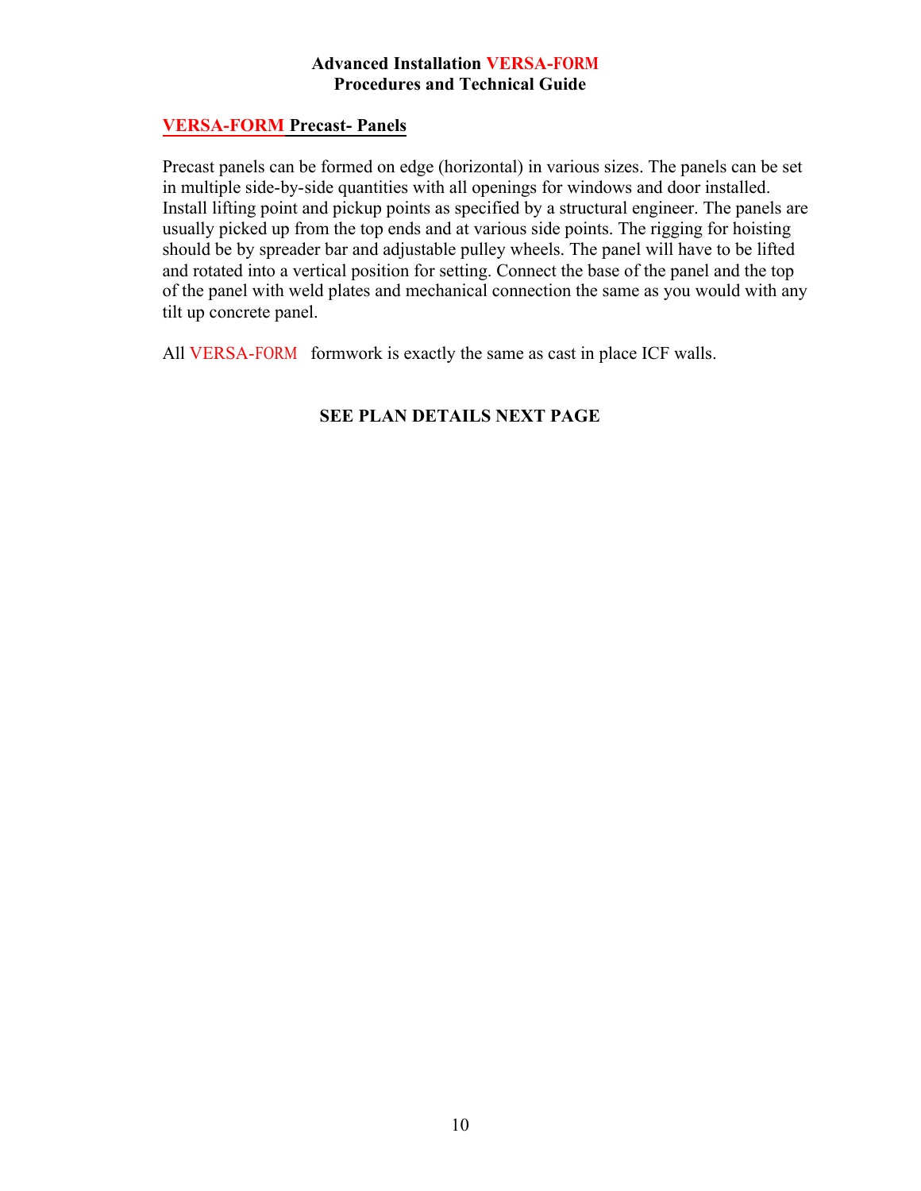## VERSA-FORM Precast- Panels

Precast panels can be formed on edge (horizontal) in various sizes. The panels can be set in multiple side-by-side quantities with all openings for windows and door installed. Install lifting point and pickup points as specified by a structural engineer. The panels are usually picked up from the top ends and at various side points. The rigging for hoisting should be by spreader bar and adjustable pulley wheels. The panel will have to be lifted and rotated into a vertical position for setting. Connect the base of the panel and the top of the panel with weld plates and mechanical connection the same as you would with any tilt up concrete panel.

All VERSA-FORM formwork is exactly the same as cast in place ICF walls.

**SEE PLAN DETAILS NEXT PAGE**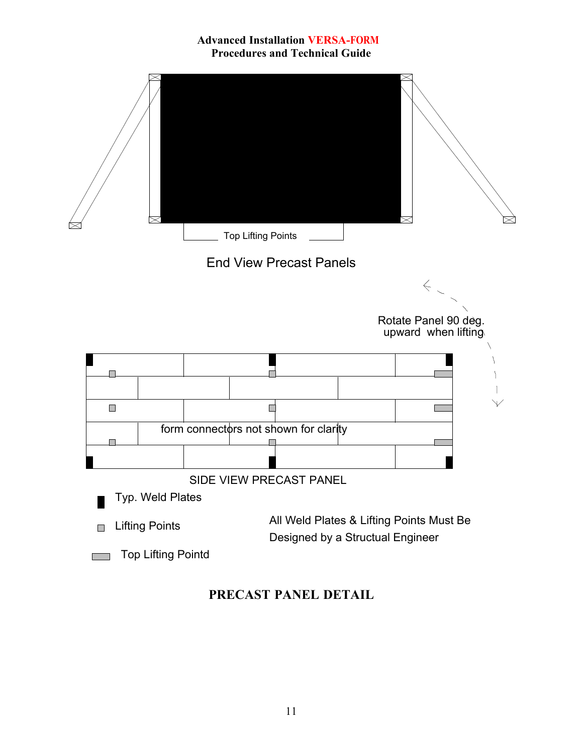Top Lifting Points

End View Precast Panels

Rotate Panel 90 deg. upward when lifting

form connectors not shown for clarity

SIDE VIEW PRECAST PANEL

Typ. Weld Plates

Lifting Points

Top Lifting Pointd

All Weld Plates & Lifting Points Must Be Designed by a Structual Engineer

## PRECAST PANEL DETAIL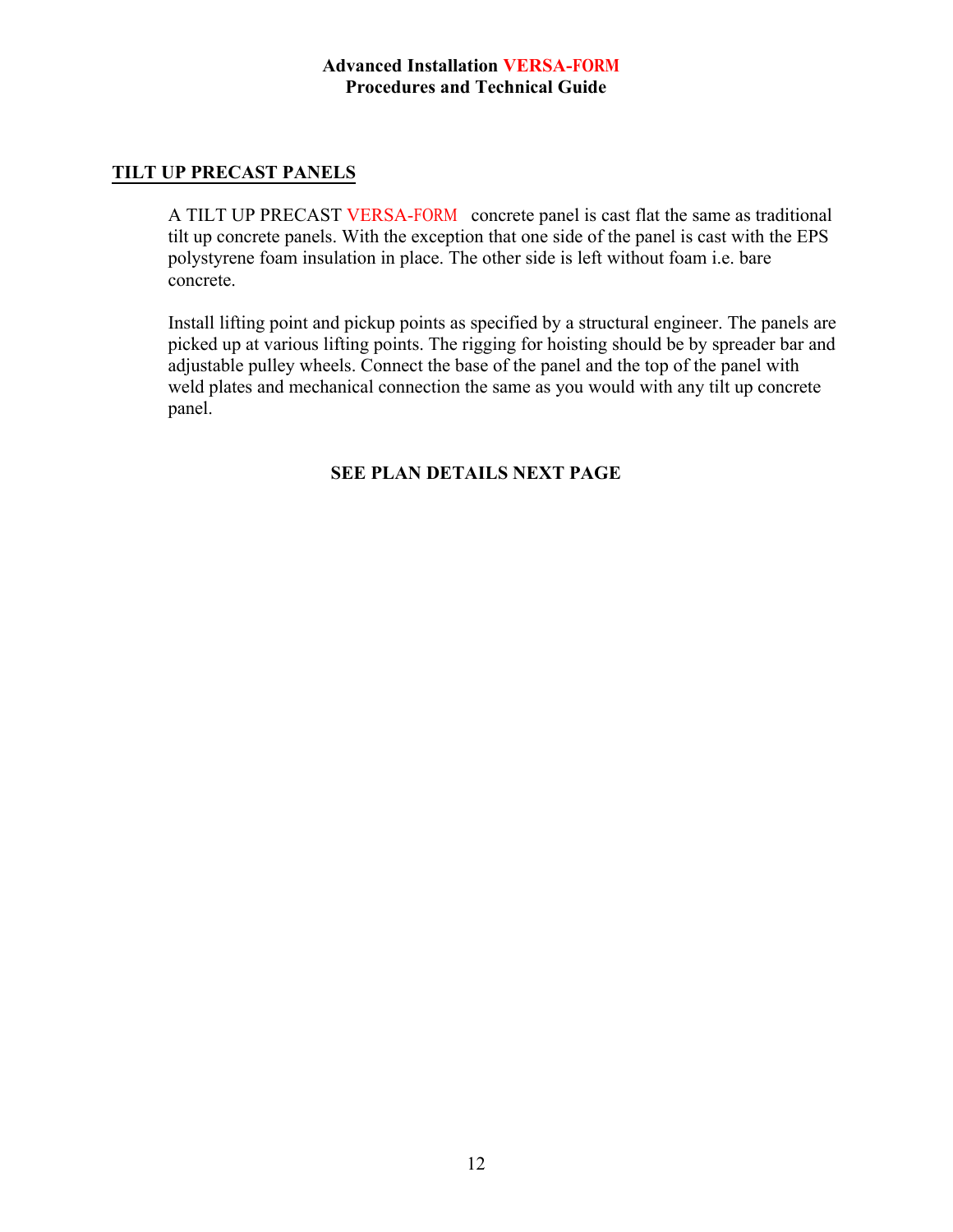## TILT UP PRECAST PANELS

A TILT UP PRECAST VERSA-FORM concrete panel is cast flat the same as traditional tilt up concrete panels. With the exception that one side of the panel is cast with the EPS polystyrene foam insulation in place. The other side is left without foam i.e. bare concrete.

Install lifting point and pickup points as specified by a structural engineer. The panels are picked up at various lifting points. The rigging for hoisting should be by spreader bar and adjustable pulley wheels. Connect the base of the panel and the top of the panel with weld plates and mechanical connection the same as you would with any tilt up concrete panel.

**SEE PLAN DETAILS NEXT PAGE**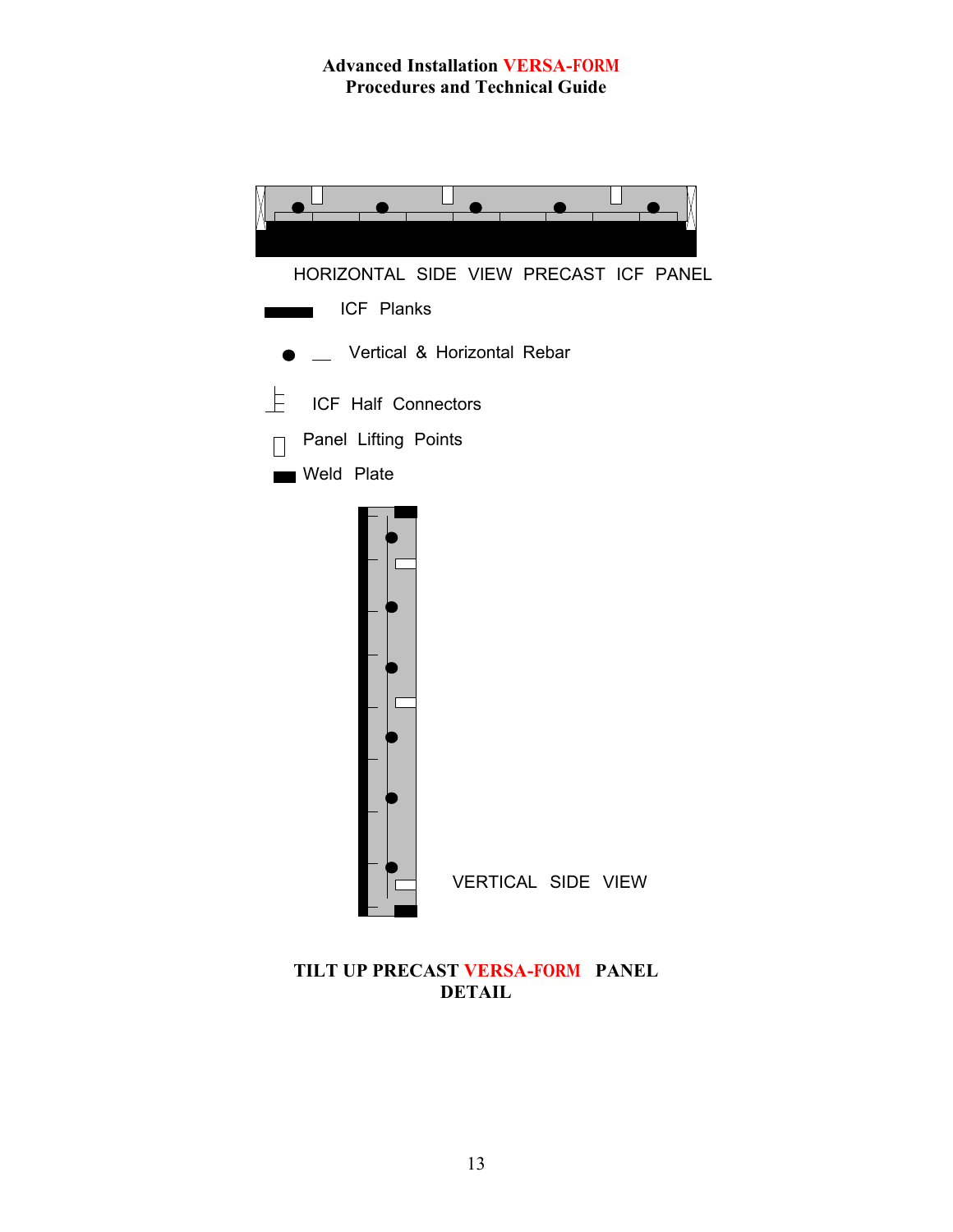HORIZONTAL SIDE VIEW PRECAST ICF PANEL

ICF Planks

Vertical & Horizontal Rebar

ICF Half Connectors

Panel Lifting Points

Weld Plate

VERTICAL SIDE VIEW

**TILT UP PRECAST VERSA-FORM PANEL DETAIL**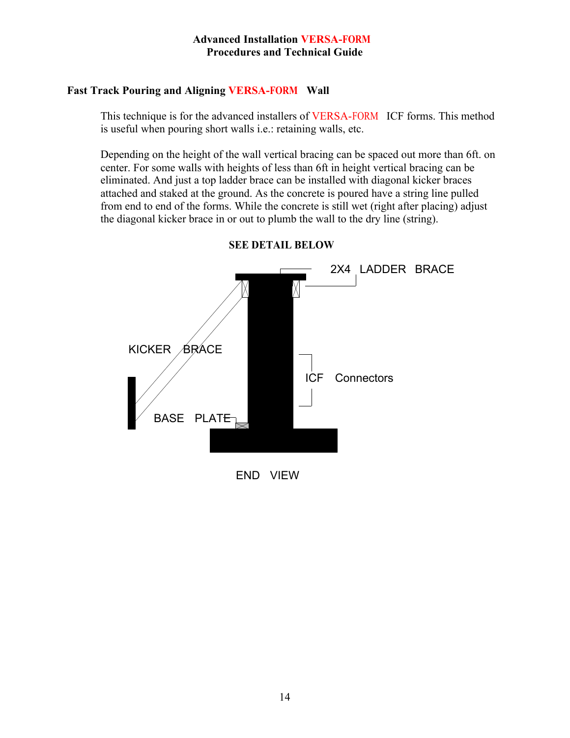**Advanced Installation VERSA-FORM Procedures and Technical Guide**

## Fast Track Pouring and Aligning VERSA-FORM Wall

This technique is for the advanced installers of VERSA-FORM ICF forms. This method is useful when pouring short walls i.e.: retaining walls, etc.

Depending on the height of the wall vertical bracing can be spaced out more than 6ft. on center. For some walls with heights of less than 6ft in height vertical bracing can be eliminated. And just a top ladder brace can be installed with diagonal kicker braces attached and staked at the ground. As the concrete is poured have a string line pulled from end to end of the forms. While the concrete is still wet (right after placing) adjust the diagonal kicker brace in or out to plumb the wall to the dry line (string).

**SEE DETAIL BELOW**

2X4 LADDER BRACE

KICKER BRACE

ICF Connectors

BASE PLATE

END VIEW